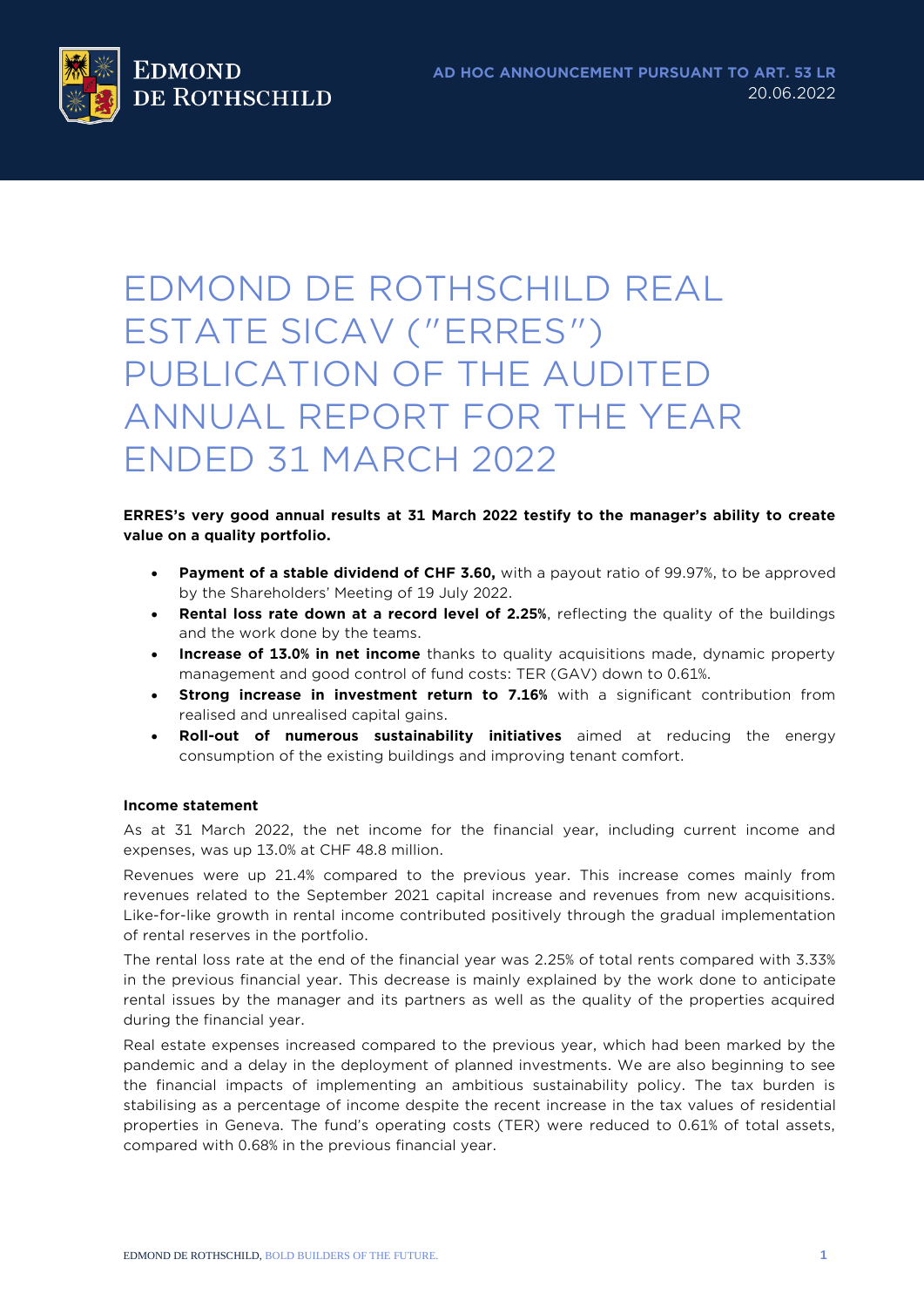EDMOND DE ROTHSCHILD

**AD HOC ANNOUNCEMENT PURSUANT TO ART. 53 LR**
20.06.2022

# EDMOND DE ROTHSCHILD REAL ESTATE SICAV ("ERRES") PUBLICATION OF THE AUDITED ANNUAL REPORT FOR THE YEAR ENDED 31 MARCH 2022

**ERRES's very good annual results at 31 March 2022 testify to the manager's ability to create value on a quality portfolio.**

- **Payment of a stable dividend of CHF 3.60,** with a payout ratio of 99.97%, to be approved by the Shareholders' Meeting of 19 July 2022.
- **Rental loss rate down at a record level of 2.25%**, reflecting the quality of the buildings and the work done by the teams.
- **Increase of 13.0% in net income** thanks to quality acquisitions made, dynamic property management and good control of fund costs: TER (GAV) down to 0.61%.
- **Strong increase in investment return to 7.16%** with a significant contribution from realised and unrealised capital gains.
- **Roll-out of numerous sustainability initiatives** aimed at reducing the energy consumption of the existing buildings and improving tenant comfort.

**Income statement**

As at 31 March 2022, the net income for the financial year, including current income and expenses, was up 13.0% at CHF 48.8 million.

Revenues were up 21.4% compared to the previous year. This increase comes mainly from revenues related to the September 2021 capital increase and revenues from new acquisitions. Like-for-like growth in rental income contributed positively through the gradual implementation of rental reserves in the portfolio.

The rental loss rate at the end of the financial year was 2.25% of total rents compared with 3.33% in the previous financial year. This decrease is mainly explained by the work done to anticipate rental issues by the manager and its partners as well as the quality of the properties acquired during the financial year.

Real estate expenses increased compared to the previous year, which had been marked by the pandemic and a delay in the deployment of planned investments. We are also beginning to see the financial impacts of implementing an ambitious sustainability policy. The tax burden is stabilising as a percentage of income despite the recent increase in the tax values of residential properties in Geneva. The fund's operating costs (TER) were reduced to 0.61% of total assets, compared with 0.68% in the previous financial year.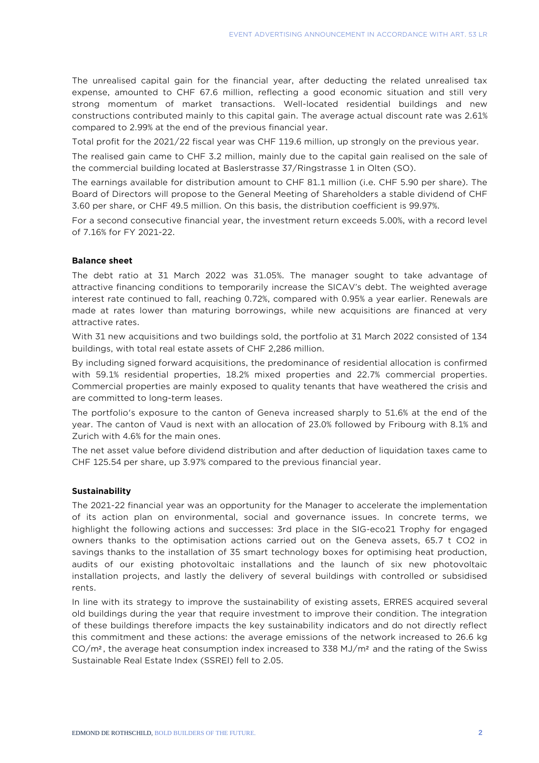The unrealised capital gain for the financial year, after deducting the related unrealised tax expense, amounted to CHF 67.6 million, reflecting a good economic situation and still very strong momentum of market transactions. Well-located residential buildings and new constructions contributed mainly to this capital gain. The average actual discount rate was 2.61% compared to 2.99% at the end of the previous financial year.

Total profit for the 2021/22 fiscal year was CHF 119.6 million, up strongly on the previous year.

The realised gain came to CHF 3.2 million, mainly due to the capital gain realised on the sale of the commercial building located at Baslerstrasse 37/Ringstrasse 1 in Olten (SO).

The earnings available for distribution amount to CHF 81.1 million (i.e. CHF 5.90 per share). The Board of Directors will propose to the General Meeting of Shareholders a stable dividend of CHF 3.60 per share, or CHF 49.5 million. On this basis, the distribution coefficient is 99.97%.

For a second consecutive financial year, the investment return exceeds 5.00%, with a record level of 7.16% for FY 2021-22.

**Balance sheet**

The debt ratio at 31 March 2022 was 31.05%. The manager sought to take advantage of attractive financing conditions to temporarily increase the SICAV's debt. The weighted average interest rate continued to fall, reaching 0.72%, compared with 0.95% a year earlier. Renewals are made at rates lower than maturing borrowings, while new acquisitions are financed at very attractive rates.

With 31 new acquisitions and two buildings sold, the portfolio at 31 March 2022 consisted of 134 buildings, with total real estate assets of CHF 2,286 million.

By including signed forward acquisitions, the predominance of residential allocation is confirmed with 59.1% residential properties, 18.2% mixed properties and 22.7% commercial properties. Commercial properties are mainly exposed to quality tenants that have weathered the crisis and are committed to long-term leases.

The portfolio's exposure to the canton of Geneva increased sharply to 51.6% at the end of the year. The canton of Vaud is next with an allocation of 23.0% followed by Fribourg with 8.1% and Zurich with 4.6% for the main ones.

The net asset value before dividend distribution and after deduction of liquidation taxes came to CHF 125.54 per share, up 3.97% compared to the previous financial year.

**Sustainability**

The 2021-22 financial year was an opportunity for the Manager to accelerate the implementation of its action plan on environmental, social and governance issues. In concrete terms, we highlight the following actions and successes: 3rd place in the SIG-eco21 Trophy for engaged owners thanks to the optimisation actions carried out on the Geneva assets, 65.7 t $CO_2$ in savings thanks to the installation of 35 smart technology boxes for optimising heat production, audits of our existing photovoltaic installations and the launch of six new photovoltaic installation projects, and lastly the delivery of several buildings with controlled or subsidised rents.

In line with its strategy to improve the sustainability of existing assets, ERRES acquired several old buildings during the year that require investment to improve their condition. The integration of these buildings therefore impacts the key sustainability indicators and do not directly reflect this commitment and these actions: the average emissions of the network increased to 26.6 kg $CO/m^2$, the average heat consumption index increased to 338 $MJ/m^2$ and the rating of the Swiss Sustainable Real Estate Index (SSREI) fell to 2.05.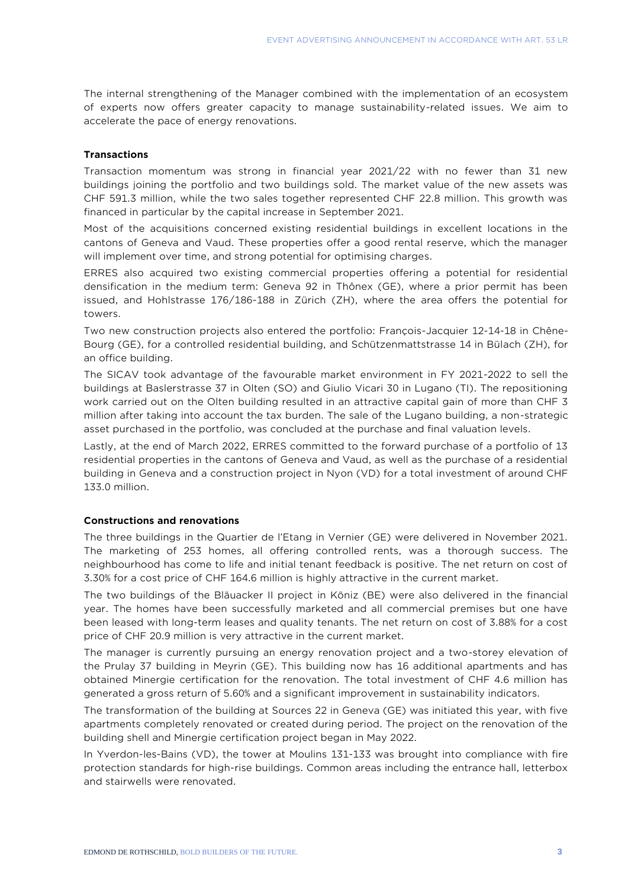The internal strengthening of the Manager combined with the implementation of an ecosystem of experts now offers greater capacity to manage sustainability-related issues. We aim to accelerate the pace of energy renovations.

### Transactions

Transaction momentum was strong in financial year 2021/22 with no fewer than 31 new buildings joining the portfolio and two buildings sold. The market value of the new assets was CHF 591.3 million, while the two sales together represented CHF 22.8 million. This growth was financed in particular by the capital increase in September 2021.

Most of the acquisitions concerned existing residential buildings in excellent locations in the cantons of Geneva and Vaud. These properties offer a good rental reserve, which the manager will implement over time, and strong potential for optimising charges.

ERRES also acquired two existing commercial properties offering a potential for residential densification in the medium term: Geneva 92 in Thônex (GE), where a prior permit has been issued, and Hohlstrasse 176/186-188 in Zürich (ZH), where the area offers the potential for towers.

Two new construction projects also entered the portfolio: François-Jacquier 12-14-18 in Chêne-Bourg (GE), for a controlled residential building, and Schützenmattstrasse 14 in Bülach (ZH), for an office building.

The SICAV took advantage of the favourable market environment in FY 2021-2022 to sell the buildings at Baslerstrasse 37 in Olten (SO) and Giulio Vicari 30 in Lugano (TI). The repositioning work carried out on the Olten building resulted in an attractive capital gain of more than CHF 3 million after taking into account the tax burden. The sale of the Lugano building, a non-strategic asset purchased in the portfolio, was concluded at the purchase and final valuation levels.

Lastly, at the end of March 2022, ERRES committed to the forward purchase of a portfolio of 13 residential properties in the cantons of Geneva and Vaud, as well as the purchase of a residential building in Geneva and a construction project in Nyon (VD) for a total investment of around CHF 133.0 million.

### Constructions and renovations

The three buildings in the Quartier de l'Etang in Vernier (GE) were delivered in November 2021. The marketing of 253 homes, all offering controlled rents, was a thorough success. The neighbourhood has come to life and initial tenant feedback is positive. The net return on cost of 3.30% for a cost price of CHF 164.6 million is highly attractive in the current market.

The two buildings of the Bläuacker II project in Köniz (BE) were also delivered in the financial year. The homes have been successfully marketed and all commercial premises but one have been leased with long-term leases and quality tenants. The net return on cost of 3.88% for a cost price of CHF 20.9 million is very attractive in the current market.

The manager is currently pursuing an energy renovation project and a two-storey elevation of the Prulay 37 building in Meyrin (GE). This building now has 16 additional apartments and has obtained Minergie certification for the renovation. The total investment of CHF 4.6 million has generated a gross return of 5.60% and a significant improvement in sustainability indicators.

The transformation of the building at Sources 22 in Geneva (GE) was initiated this year, with five apartments completely renovated or created during period. The project on the renovation of the building shell and Minergie certification project began in May 2022.

In Yverdon-les-Bains (VD), the tower at Moulins 131-133 was brought into compliance with fire protection standards for high-rise buildings. Common areas including the entrance hall, letterbox and stairwells were renovated.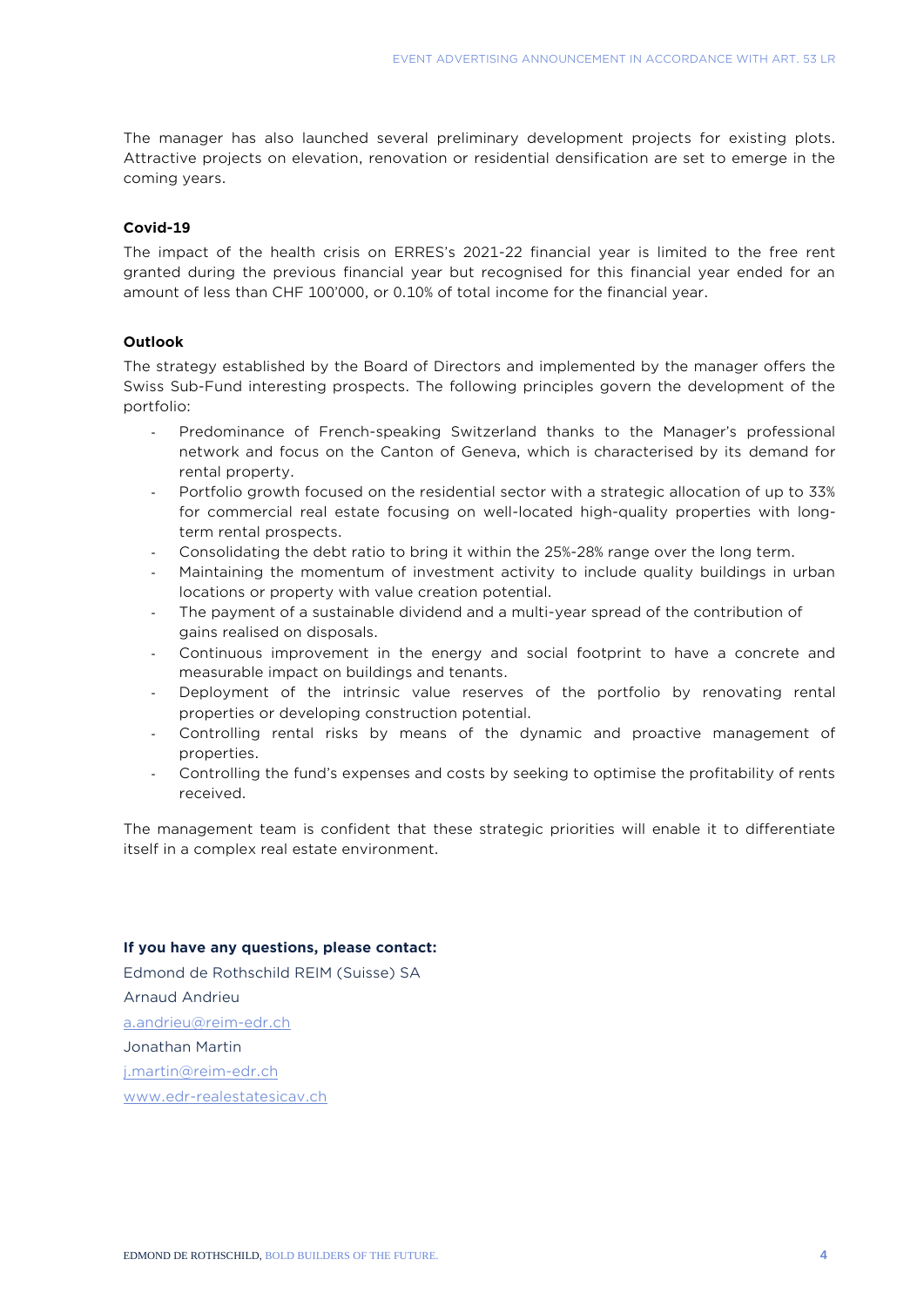The manager has also launched several preliminary development projects for existing plots. Attractive projects on elevation, renovation or residential densification are set to emerge in the coming years.

**Covid-19**

The impact of the health crisis on ERRES's 2021-22 financial year is limited to the free rent granted during the previous financial year but recognised for this financial year ended for an amount of less than CHF 100'000, or 0.10% of total income for the financial year.

**Outlook**

The strategy established by the Board of Directors and implemented by the manager offers the Swiss Sub-Fund interesting prospects. The following principles govern the development of the portfolio:

- Predominance of French-speaking Switzerland thanks to the Manager's professional network and focus on the Canton of Geneva, which is characterised by its demand for rental property.
- Portfolio growth focused on the residential sector with a strategic allocation of up to 33% for commercial real estate focusing on well-located high-quality properties with long-term rental prospects.
- Consolidating the debt ratio to bring it within the 25%-28% range over the long term.
- Maintaining the momentum of investment activity to include quality buildings in urban locations or property with value creation potential.
- The payment of a sustainable dividend and a multi-year spread of the contribution of gains realised on disposals.
- Continuous improvement in the energy and social footprint to have a concrete and measurable impact on buildings and tenants.
- Deployment of the intrinsic value reserves of the portfolio by renovating rental properties or developing construction potential.
- Controlling rental risks by means of the dynamic and proactive management of properties.
- Controlling the fund's expenses and costs by seeking to optimise the profitability of rents received.

The management team is confident that these strategic priorities will enable it to differentiate itself in a complex real estate environment.

**If you have any questions, please contact:**

Edmond de Rothschild REIM (Suisse) SA

Arnaud Andrieu

a.andrieu@reim-edr.ch

Jonathan Martin

j.martin@reim-edr.ch

www.edr-realestatesicav.ch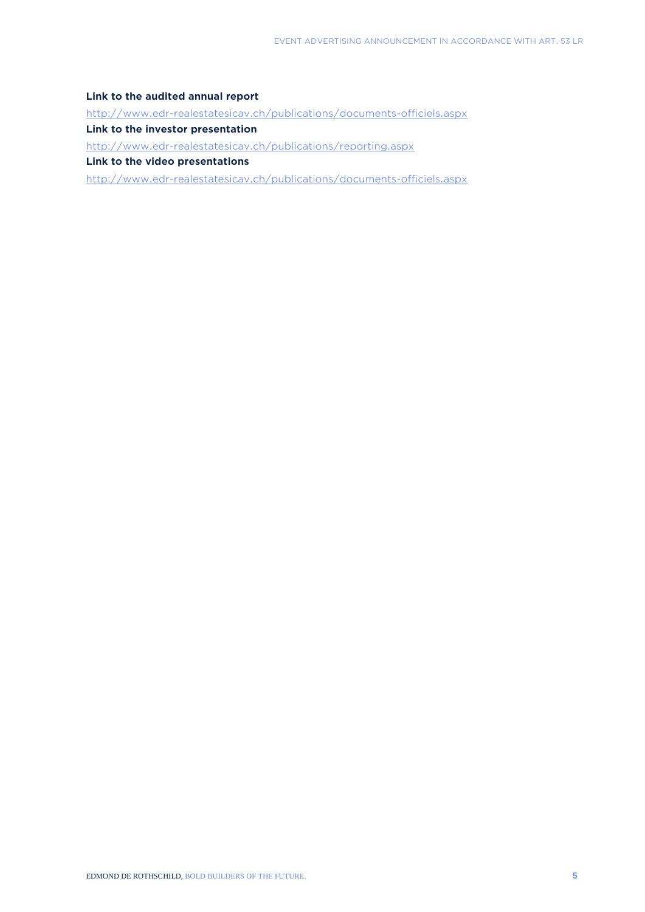**Link to the audited annual report**

http://www.edr-realestatesicav.ch/publications/documents-officiels.aspx

**Link to the investor presentation**

http://www.edr-realestatesicav.ch/publications/reporting.aspx

**Link to the video presentations**

http://www.edr-realestatesicav.ch/publications/documents-officiels.aspx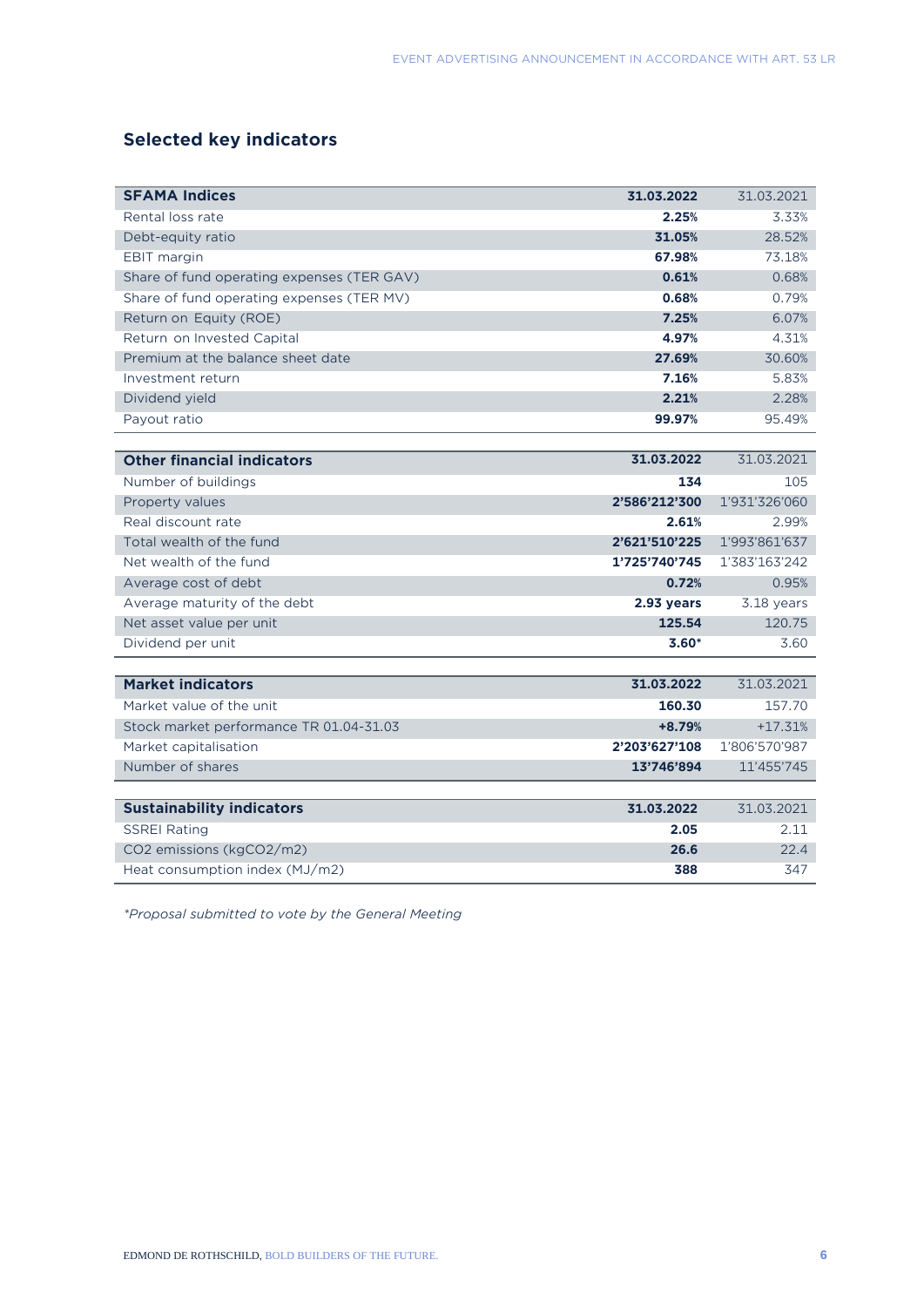## Selected key indicators

| SFAMA Indices | 31.03.2022 | 31.03.2021 |
|---|---|---|
| Rental loss rate | **2.25%** | 3.33% |
| Debt-equity ratio | **31.05%** | 28.52% |
| EBIT margin | **67.98%** | 73.18% |
| Share of fund operating expenses (TER GAV) | **0.61%** | 0.68% |
| Share of fund operating expenses (TER MV) | **0.68%** | 0.79% |
| Return on Equity (ROE) | **7.25%** | 6.07% |
| Return on Invested Capital | **4.97%** | 4.31% |
| Premium at the balance sheet date | **27.69%** | 30.60% |
| Investment return | **7.16%** | 5.83% |
| Dividend yield | **2.21%** | 2.28% |
| Payout ratio | **99.97%** | 95.49% |

| Other financial indicators | 31.03.2022 | 31.03.2021 |
|---|---|---|
| Number of buildings | **134** | 105 |
| Property values | **2'586'212'300** | 1'931'326'060 |
| Real discount rate | **2.61%** | 2.99% |
| Total wealth of the fund | **2'621'510'225** | 1'993'861'637 |
| Net wealth of the fund | **1'725'740'745** | 1'383'163'242 |
| Average cost of debt | **0.72%** | 0.95% |
| Average maturity of the debt | **2.93 years** | 3.18 years |
| Net asset value per unit | **125.54** | 120.75 |
| Dividend per unit | **3.60*** | 3.60 |

| Market indicators | 31.03.2022 | 31.03.2021 |
|---|---|---|
| Market value of the unit | **160.30** | 157.70 |
| Stock market performance TR 01.04-31.03 | **+8.79%** | +17.31% |
| Market capitalisation | **2'203'627'108** | 1'806'570'987 |
| Number of shares | **13'746'894** | 11'455'745 |

| Sustainability indicators | 31.03.2022 | 31.03.2021 |
|---|---|---|
| SSREI Rating | **2.05** | 2.11 |
| $CO_2$ emissions ($kgCO_2/m^2$) | **26.6** | 22.4 |
| Heat consumption index ($MJ/m^2$) | **388** | 347 |

*\*Proposal submitted to vote by the General Meeting*